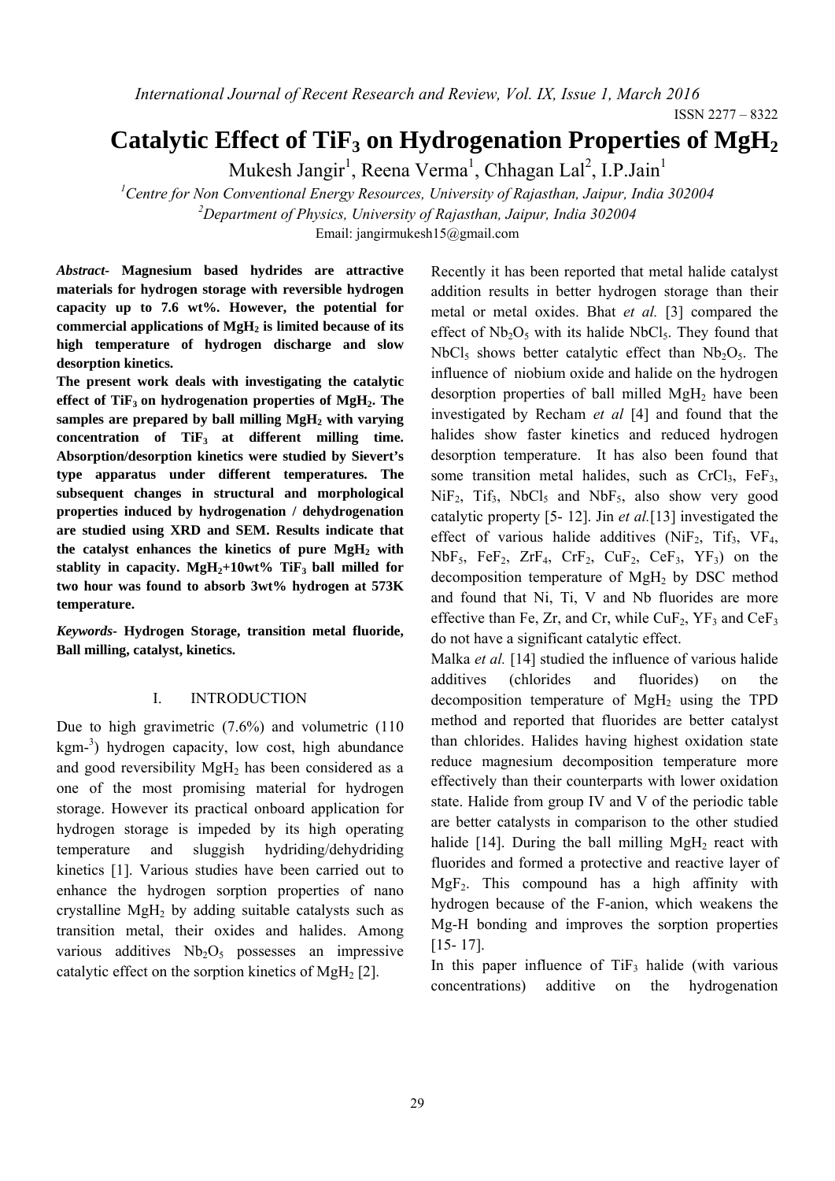# Catalytic Effect of $TiF_3$ on Hydrogenation Properties of $MgH_2$

Mukesh Jangir[1], Reena Verma[1], Chhagan Lal[2], I.P.Jain[1]

[1]Centre for Non Conventional Energy Resources, University of Rajasthan, Jaipur, India 302004

[2]Department of Physics, University of Rajasthan, Jaipur, India 302004

Email: jangirmukesh15@gmail.com

***Abstract*- Magnesium based hydrides are attractive materials for hydrogen storage with reversible hydrogen capacity up to 7.6 wt%. However, the potential for commercial applications of $MgH_2$ is limited because of its high temperature of hydrogen discharge and slow desorption kinetics.**

**The present work deals with investigating the catalytic effect of $TiF_3$ on hydrogenation properties of $MgH_2$. The samples are prepared by ball milling $MgH_2$ with varying concentration of $TiF_3$ at different milling time. Absorption/desorption kinetics were studied by Sievert's type apparatus under different temperatures. The subsequent changes in structural and morphological properties induced by hydrogenation / dehydrogenation are studied using XRD and SEM. Results indicate that the catalyst enhances the kinetics of pure $MgH_2$ with stablity in capacity. $MgH_2$+10wt% $TiF_3$ ball milled for two hour was found to absorb 3wt% hydrogen at 573K temperature.**

***Keywords*- Hydrogen Storage, transition metal fluoride, Ball milling, catalyst, kinetics.**

## I. INTRODUCTION

Due to high gravimetric (7.6%) and volumetric (110 $kgm^{-3}$) hydrogen capacity, low cost, high abundance and good reversibility $MgH_2$ has been considered as a one of the most promising material for hydrogen storage. However its practical onboard application for hydrogen storage is impeded by its high operating temperature and sluggish hydriding/dehydriding kinetics [1]. Various studies have been carried out to enhance the hydrogen sorption properties of nano crystalline $MgH_2$ by adding suitable catalysts such as transition metal, their oxides and halides. Among various additives $Nb_2O_5$ possesses an impressive catalytic effect on the sorption kinetics of $MgH_2$ [2].

Recently it has been reported that metal halide catalyst addition results in better hydrogen storage than their metal or metal oxides. Bhat *et al.* [3] compared the effect of $Nb_2O_5$ with its halide $NbCl_5$. They found that $NbCl_5$ shows better catalytic effect than $Nb_2O_5$. The influence of niobium oxide and halide on the hydrogen desorption properties of ball milled $MgH_2$ have been investigated by Recham *et al* [4] and found that the halides show faster kinetics and reduced hydrogen desorption temperature. It has also been found that some transition metal halides, such as $CrCl_3$, $FeF_3$, $NiF_2$, $Tif_3$, $NbCl_5$ and $NbF_5$, also show very good catalytic property [5- 12]. Jin *et al.*[13] investigated the effect of various halide additives ($NiF_2$, $Tif_3$, $VF_4$, $NbF_5$, $FeF_2$, $ZrF_4$, $CrF_2$, $CuF_2$, $CeF_3$, $YF_3$) on the decomposition temperature of $MgH_2$ by DSC method and found that Ni, Ti, V and Nb fluorides are more effective than Fe, Zr, and Cr, while $CuF_2$, $YF_3$ and $CeF_3$ do not have a significant catalytic effect.

Malka *et al.* [14] studied the influence of various halide additives (chlorides and fluorides) on the decomposition temperature of $MgH_2$ using the TPD method and reported that fluorides are better catalyst than chlorides. Halides having highest oxidation state reduce magnesium decomposition temperature more effectively than their counterparts with lower oxidation state. Halide from group IV and V of the periodic table are better catalysts in comparison to the other studied halide [14]. During the ball milling $MgH_2$ react with fluorides and formed a protective and reactive layer of $MgF_2$. This compound has a high affinity with hydrogen because of the F-anion, which weakens the Mg-H bonding and improves the sorption properties [15- 17].

In this paper influence of $TiF_3$ halide (with various concentrations) additive on the hydrogenation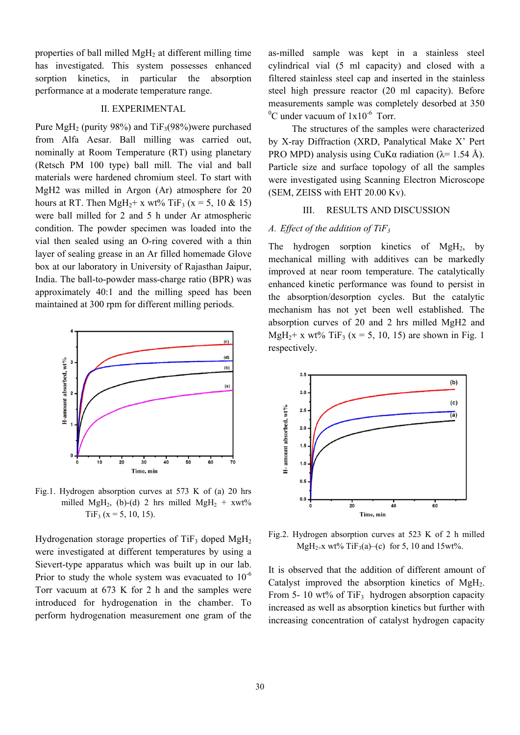properties of ball milled $MgH_2$ at different milling time has investigated. This system possesses enhanced sorption kinetics, in particular the absorption performance at a moderate temperature range.

## II. EXPERIMENTAL

Pure $MgH_2$ (purity 98%) and $TiF_3$(98%)were purchased from Alfa Aesar. Ball milling was carried out, nominally at Room Temperature (RT) using planetary (Retsch PM 100 type) ball mill. The vial and ball materials were hardened chromium steel. To start with MgH2 was milled in Argon (Ar) atmosphere for 20 hours at RT. Then $MgH_2$+ x wt% $TiF_3$ (x = 5, 10 & 15) were ball milled for 2 and 5 h under Ar atmospheric condition. The powder specimen was loaded into the vial then sealed using an O-ring covered with a thin layer of sealing grease in an Ar filled homemade Glove box at our laboratory in University of Rajasthan Jaipur, India. The ball-to-powder mass-charge ratio (BPR) was approximately 40:1 and the milling speed has been maintained at 300 rpm for different milling periods.

Fig.1. Hydrogen absorption curves at 573 K of (a) 20 hrs milled $MgH_2$, (b)-(d) 2 hrs milled $MgH_2$ + xwt% $TiF_3$ (x = 5, 10, 15).

Hydrogenation storage properties of $TiF_3$ doped $MgH_2$ were investigated at different temperatures by using a Sievert-type apparatus which was built up in our lab. Prior to study the whole system was evacuated to $10^{-6}$ Torr vacuum at 673 K for 2 h and the samples were introduced for hydrogenation in the chamber. To perform hydrogenation measurement one gram of the as-milled sample was kept in a stainless steel cylindrical vial (5 ml capacity) and closed with a filtered stainless steel cap and inserted in the stainless steel high pressure reactor (20 ml capacity). Before measurements sample was completely desorbed at 350 $^0$C under vacuum of $1x10^{-6}$ Torr.

The structures of the samples were characterized by X-ray Diffraction (XRD, Panalytical Make X' Pert PRO MPD) analysis using CuKα radiation (λ= 1.54 Å). Particle size and surface topology of all the samples were investigated using Scanning Electron Microscope (SEM, ZEISS with EHT 20.00 Kv).

## III. RESULTS AND DISCUSSION

### *A. Effect of the addition of $TiF_3$*

The hydrogen sorption kinetics of $MgH_2$, by mechanical milling with additives can be markedly improved at near room temperature. The catalytically enhanced kinetic performance was found to persist in the absorption/desorption cycles. But the catalytic mechanism has not yet been well established. The absorption curves of 20 and 2 hrs milled MgH2 and $MgH_2$+ x wt% $TiF_3$ (x = 5, 10, 15) are shown in Fig. 1 respectively.

Fig.2. Hydrogen absorption curves at 523 K of 2 h milled $MgH_2$+x wt% $TiF_3$(a)–(c) for 5, 10 and 15wt%.

It is observed that the addition of different amount of Catalyst improved the absorption kinetics of $MgH_2$. From 5- 10 wt% of $TiF_3$ hydrogen absorption capacity increased as well as absorption kinetics but further with increasing concentration of catalyst hydrogen capacity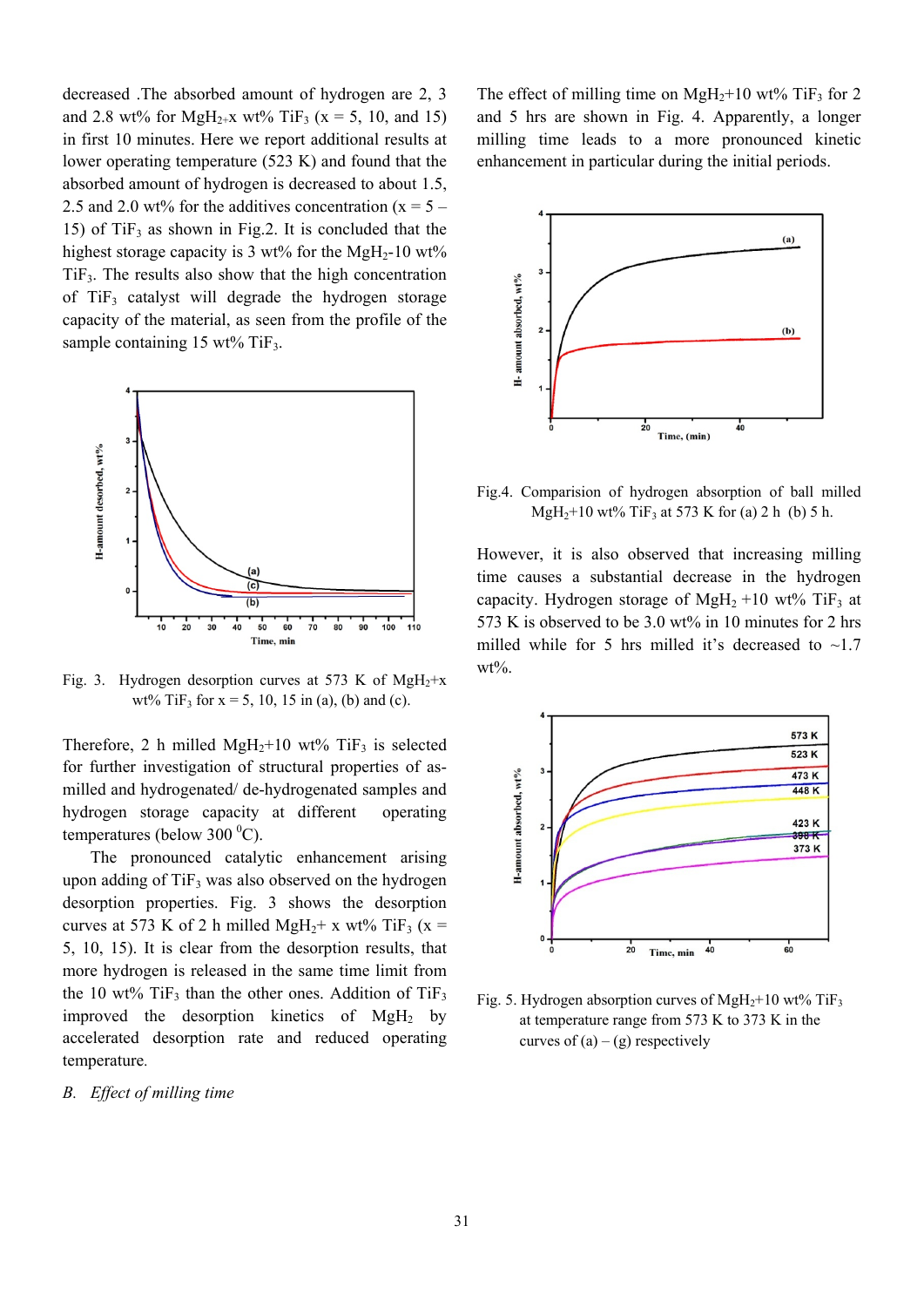decreased .The absorbed amount of hydrogen are 2, 3 and 2.8 wt% for $MgH_2$+x wt% $TiF_3$ (x = 5, 10, and 15) in first 10 minutes. Here we report additional results at lower operating temperature (523 K) and found that the absorbed amount of hydrogen is decreased to about 1.5, 2.5 and 2.0 wt% for the additives concentration (x = 5 – 15) of $TiF_3$ as shown in Fig.2. It is concluded that the highest storage capacity is 3 wt% for the $MgH_2$-10 wt% $TiF_3$. The results also show that the high concentration of $TiF_3$ catalyst will degrade the hydrogen storage capacity of the material, as seen from the profile of the sample containing 15 wt% $TiF_3$.

Fig. 3. Hydrogen desorption curves at 573 K of $MgH_2$+x wt% $TiF_3$ for x = 5, 10, 15 in (a), (b) and (c).

Therefore, 2 h milled $MgH_2$+10 wt% $TiF_3$ is selected for further investigation of structural properties of as-milled and hydrogenated/ de-hydrogenated samples and hydrogen storage capacity at different operating temperatures (below 300 $^0$C).

The pronounced catalytic enhancement arising upon adding of $TiF_3$ was also observed on the hydrogen desorption properties. Fig. 3 shows the desorption curves at 573 K of 2 h milled $MgH_2$+ x wt% $TiF_3$ (x = 5, 10, 15). It is clear from the desorption results, that more hydrogen is released in the same time limit from the 10 wt% $TiF_3$ than the other ones. Addition of $TiF_3$ improved the desorption kinetics of $MgH_2$ by accelerated desorption rate and reduced operating temperature.

*B. Effect of milling time*

The effect of milling time on $MgH_2$+10 wt% $TiF_3$ for 2 and 5 hrs are shown in Fig. 4. Apparently, a longer milling time leads to a more pronounced kinetic enhancement in particular during the initial periods.

Fig.4. Comparision of hydrogen absorption of ball milled $MgH_2$+10 wt% $TiF_3$ at 573 K for (a) 2 h (b) 5 h.

However, it is also observed that increasing milling time causes a substantial decrease in the hydrogen capacity. Hydrogen storage of $MgH_2$ +10 wt% $TiF_3$ at 573 K is observed to be 3.0 wt% in 10 minutes for 2 hrs milled while for 5 hrs milled it's decreased to ~1.7 wt%.

Fig. 5. Hydrogen absorption curves of $MgH_2$+10 wt% $TiF_3$ at temperature range from 573 K to 373 K in the curves of (a) – (g) respectively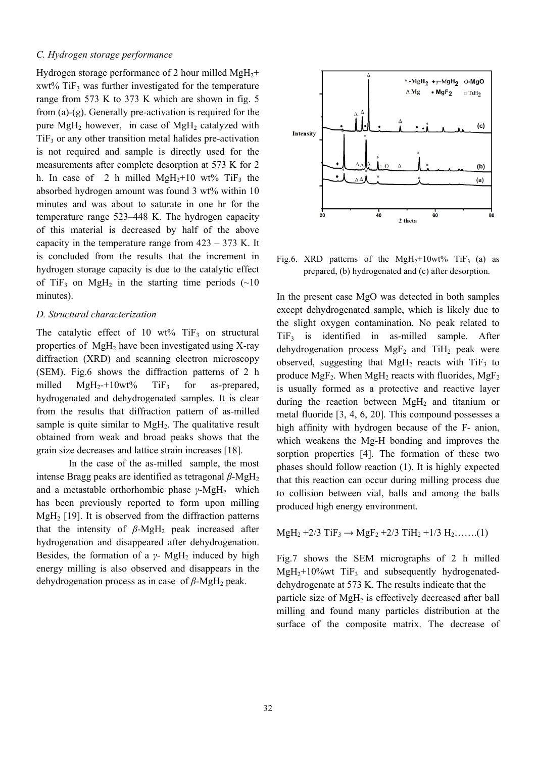### C. Hydrogen storage performance

Hydrogen storage performance of 2 hour milled $MgH_2$+ xwt% $TiF_3$ was further investigated for the temperature range from 573 K to 373 K which are shown in fig. 5 from (a)-(g). Generally pre-activation is required for the pure $MgH_2$ however, in case of $MgH_2$ catalyzed with $TiF_3$ or any other transition metal halides pre-activation is not required and sample is directly used for the measurements after complete desorption at 573 K for 2 h. In case of 2 h milled $MgH_2$+10 wt% $TiF_3$ the absorbed hydrogen amount was found 3 wt% within 10 minutes and was about to saturate in one hr for the temperature range 523–448 K. The hydrogen capacity of this material is decreased by half of the above capacity in the temperature range from 423 – 373 K. It is concluded from the results that the increment in hydrogen storage capacity is due to the catalytic effect of $TiF_3$ on $MgH_2$ in the starting time periods (~10 minutes).

### D. Structural characterization

The catalytic effect of 10 wt% $TiF_3$ on structural properties of $MgH_2$ have been investigated using X-ray diffraction (XRD) and scanning electron microscopy (SEM). Fig.6 shows the diffraction patterns of 2 h milled $MgH_2$-+10wt% $TiF_3$ for as-prepared, hydrogenated and dehydrogenated samples. It is clear from the results that diffraction pattern of as-milled sample is quite similar to $MgH_2$. The qualitative result obtained from weak and broad peaks shows that the grain size decreases and lattice strain increases [18].

In the case of the as-milled sample, the most intense Bragg peaks are identified as tetragonal *β*-$MgH_2$ and a metastable orthorhombic phase *γ*-$MgH_2$ which has been previously reported to form upon milling $MgH_2$ [19]. It is observed from the diffraction patterns that the intensity of *β*-$MgH_2$ peak increased after hydrogenation and disappeared after dehydrogenation. Besides, the formation of a *γ*- $MgH_2$ induced by high energy milling is also observed and disappears in the dehydrogenation process as in case of *β*-$MgH_2$ peak.

Fig.6. XRD patterns of the $MgH_2$+10wt% $TiF_3$ (a) as prepared, (b) hydrogenated and (c) after desorption.

In the present case MgO was detected in both samples except dehydrogenated sample, which is likely due to the slight oxygen contamination. No peak related to $TiF_3$ is identified in as-milled sample. After dehydrogenation process $MgF_2$ and $TiH_2$ peak were observed, suggesting that $MgH_2$ reacts with $TiF_3$ to produce $MgF_2$. When $MgH_2$ reacts with fluorides, $MgF_2$ is usually formed as a protective and reactive layer during the reaction between $MgH_2$ and titanium or metal fluoride [3, 4, 6, 20]. This compound possesses a high affinity with hydrogen because of the F- anion, which weakens the Mg-H bonding and improves the sorption properties [4]. The formation of these two phases should follow reaction (1). It is highly expected that this reaction can occur during milling process due to collision between vial, balls and among the balls produced high energy environment.

$$MgH_2 + 2/3\ TiF_3 \rightarrow MgF_2 + 2/3\ TiH_2 + 1/3\ H_2 \quad \text{.......(1)}$$

Fig.7 shows the SEM micrographs of 2 h milled $MgH_2$+10%wt $TiF_3$ and subsequently hydrogenated-dehydrogenate at 573 K. The results indicate that the particle size of $MgH_2$ is effectively decreased after ball milling and found many particles distribution at the surface of the composite matrix. The decrease of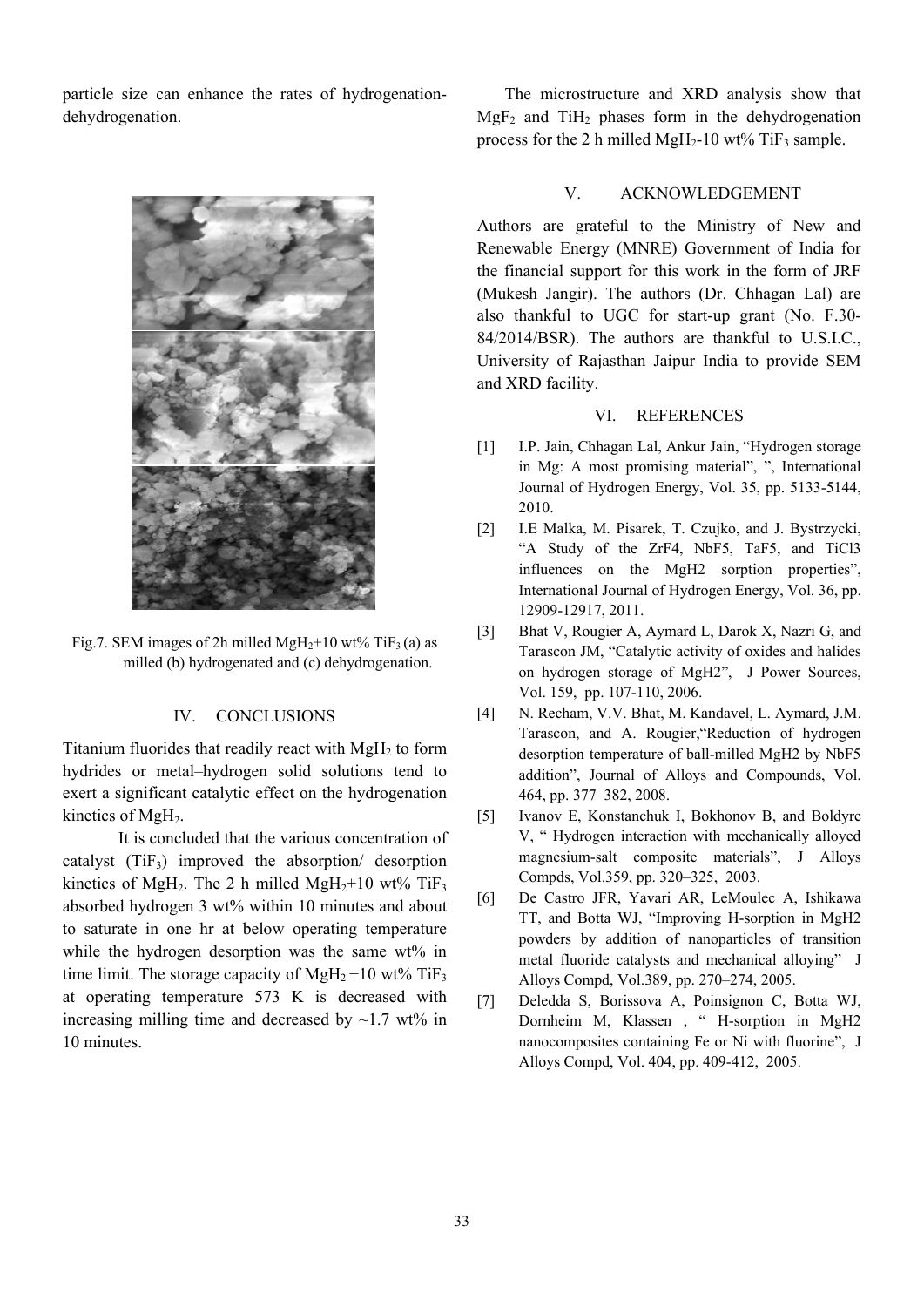particle size can enhance the rates of hydrogenation-dehydrogenation.

Fig.7. SEM images of 2h milled $MgH_2$+10 wt% $TiF_3$ (a) as milled (b) hydrogenated and (c) dehydrogenation.

## IV. CONCLUSIONS

Titanium fluorides that readily react with $MgH_2$ to form hydrides or metal–hydrogen solid solutions tend to exert a significant catalytic effect on the hydrogenation kinetics of $MgH_2$.

It is concluded that the various concentration of catalyst ($TiF_3$) improved the absorption/ desorption kinetics of $MgH_2$. The 2 h milled $MgH_2$+10 wt% $TiF_3$ absorbed hydrogen 3 wt% within 10 minutes and about to saturate in one hr at below operating temperature while the hydrogen desorption was the same wt% in time limit. The storage capacity of $MgH_2$ +10 wt% $TiF_3$ at operating temperature 573 K is decreased with increasing milling time and decreased by ~1.7 wt% in 10 minutes.

The microstructure and XRD analysis show that $MgF_2$ and $TiH_2$ phases form in the dehydrogenation process for the 2 h milled $MgH_2$-10 wt% $TiF_3$ sample.

## V. ACKNOWLEDGEMENT

Authors are grateful to the Ministry of New and Renewable Energy (MNRE) Government of India for the financial support for this work in the form of JRF (Mukesh Jangir). The authors (Dr. Chhagan Lal) are also thankful to UGC for start-up grant (No. F.30-84/2014/BSR). The authors are thankful to U.S.I.C., University of Rajasthan Jaipur India to provide SEM and XRD facility.

## VI. REFERENCES

[1] I.P. Jain, Chhagan Lal, Ankur Jain, "Hydrogen storage in Mg: A most promising material", ", International Journal of Hydrogen Energy, Vol. 35, pp. 5133-5144, 2010.

[2] I.E Malka, M. Pisarek, T. Czujko, and J. Bystrzycki, "A Study of the ZrF4, NbF5, TaF5, and TiCl3 influences on the MgH2 sorption properties", International Journal of Hydrogen Energy, Vol. 36, pp. 12909-12917, 2011.

[3] Bhat V, Rougier A, Aymard L, Darok X, Nazri G, and Tarascon JM, "Catalytic activity of oxides and halides on hydrogen storage of MgH2", J Power Sources, Vol. 159, pp. 107-110, 2006.

[4] N. Recham, V.V. Bhat, M. Kandavel, L. Aymard, J.M. Tarascon, and A. Rougier,"Reduction of hydrogen desorption temperature of ball-milled MgH2 by NbF5 addition", Journal of Alloys and Compounds, Vol. 464, pp. 377–382, 2008.

[5] Ivanov E, Konstanchuk I, Bokhonov B, and Boldyre V, " Hydrogen interaction with mechanically alloyed magnesium-salt composite materials", J Alloys Compds, Vol.359, pp. 320–325, 2003.

[6] De Castro JFR, Yavari AR, LeMoulec A, Ishikawa TT, and Botta WJ, "Improving H-sorption in MgH2 powders by addition of nanoparticles of transition metal fluoride catalysts and mechanical alloying" J Alloys Compd, Vol.389, pp. 270–274, 2005.

[7] Deledda S, Borissova A, Poinsignon C, Botta WJ, Dornheim M, Klassen , " H-sorption in MgH2 nanocomposites containing Fe or Ni with fluorine", J Alloys Compd, Vol. 404, pp. 409-412, 2005.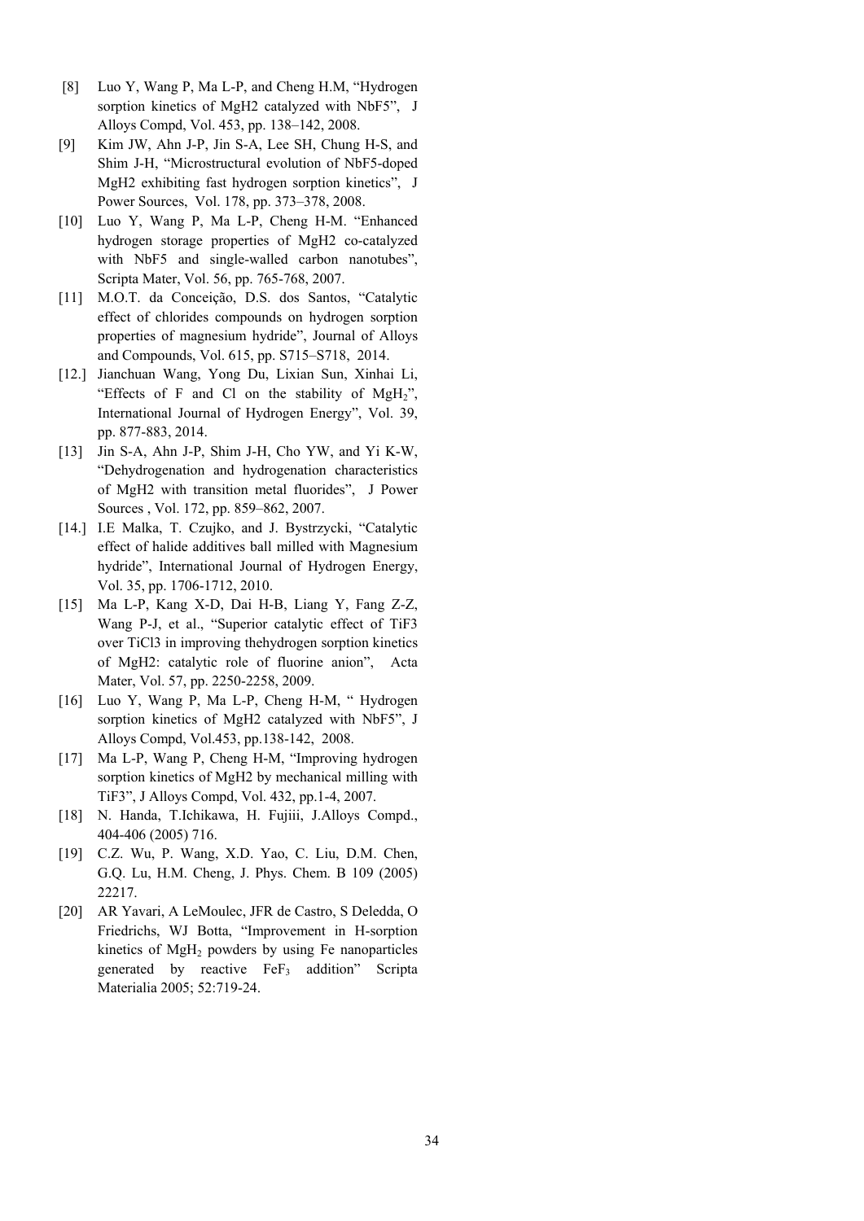[8] Luo Y, Wang P, Ma L-P, and Cheng H.M, "Hydrogen sorption kinetics of MgH2 catalyzed with NbF5", J Alloys Compd, Vol. 453, pp. 138–142, 2008.

[9] Kim JW, Ahn J-P, Jin S-A, Lee SH, Chung H-S, and Shim J-H, "Microstructural evolution of NbF5-doped MgH2 exhibiting fast hydrogen sorption kinetics", J Power Sources, Vol. 178, pp. 373–378, 2008.

[10] Luo Y, Wang P, Ma L-P, Cheng H-M. "Enhanced hydrogen storage properties of MgH2 co-catalyzed with NbF5 and single-walled carbon nanotubes", Scripta Mater, Vol. 56, pp. 765-768, 2007.

[11] M.O.T. da Conceição, D.S. dos Santos, "Catalytic effect of chlorides compounds on hydrogen sorption properties of magnesium hydride", Journal of Alloys and Compounds, Vol. 615, pp. S715–S718, 2014.

[12.] Jianchuan Wang, Yong Du, Lixian Sun, Xinhai Li, "Effects of F and Cl on the stability of $MgH_2$", International Journal of Hydrogen Energy", Vol. 39, pp. 877-883, 2014.

[13] Jin S-A, Ahn J-P, Shim J-H, Cho YW, and Yi K-W, "Dehydrogenation and hydrogenation characteristics of MgH2 with transition metal fluorides", J Power Sources , Vol. 172, pp. 859–862, 2007.

[14.] I.E Malka, T. Czujko, and J. Bystrzycki, "Catalytic effect of halide additives ball milled with Magnesium hydride", International Journal of Hydrogen Energy, Vol. 35, pp. 1706-1712, 2010.

[15] Ma L-P, Kang X-D, Dai H-B, Liang Y, Fang Z-Z, Wang P-J, et al., "Superior catalytic effect of TiF3 over TiCl3 in improving thehydrogen sorption kinetics of MgH2: catalytic role of fluorine anion", Acta Mater, Vol. 57, pp. 2250-2258, 2009.

[16] Luo Y, Wang P, Ma L-P, Cheng H-M, " Hydrogen sorption kinetics of MgH2 catalyzed with NbF5", J Alloys Compd, Vol.453, pp.138-142, 2008.

[17] Ma L-P, Wang P, Cheng H-M, "Improving hydrogen sorption kinetics of MgH2 by mechanical milling with TiF3", J Alloys Compd, Vol. 432, pp.1-4, 2007.

[18] N. Handa, T.Ichikawa, H. Fujiii, J.Alloys Compd., 404-406 (2005) 716.

[19] C.Z. Wu, P. Wang, X.D. Yao, C. Liu, D.M. Chen, G.Q. Lu, H.M. Cheng, J. Phys. Chem. B 109 (2005) 22217.

[20] AR Yavari, A LeMoulec, JFR de Castro, S Deledda, O Friedrichs, WJ Botta, "Improvement in H-sorption kinetics of $MgH_2$ powders by using Fe nanoparticles generated by reactive $FeF_3$ addition" Scripta Materialia 2005; 52:719-24.